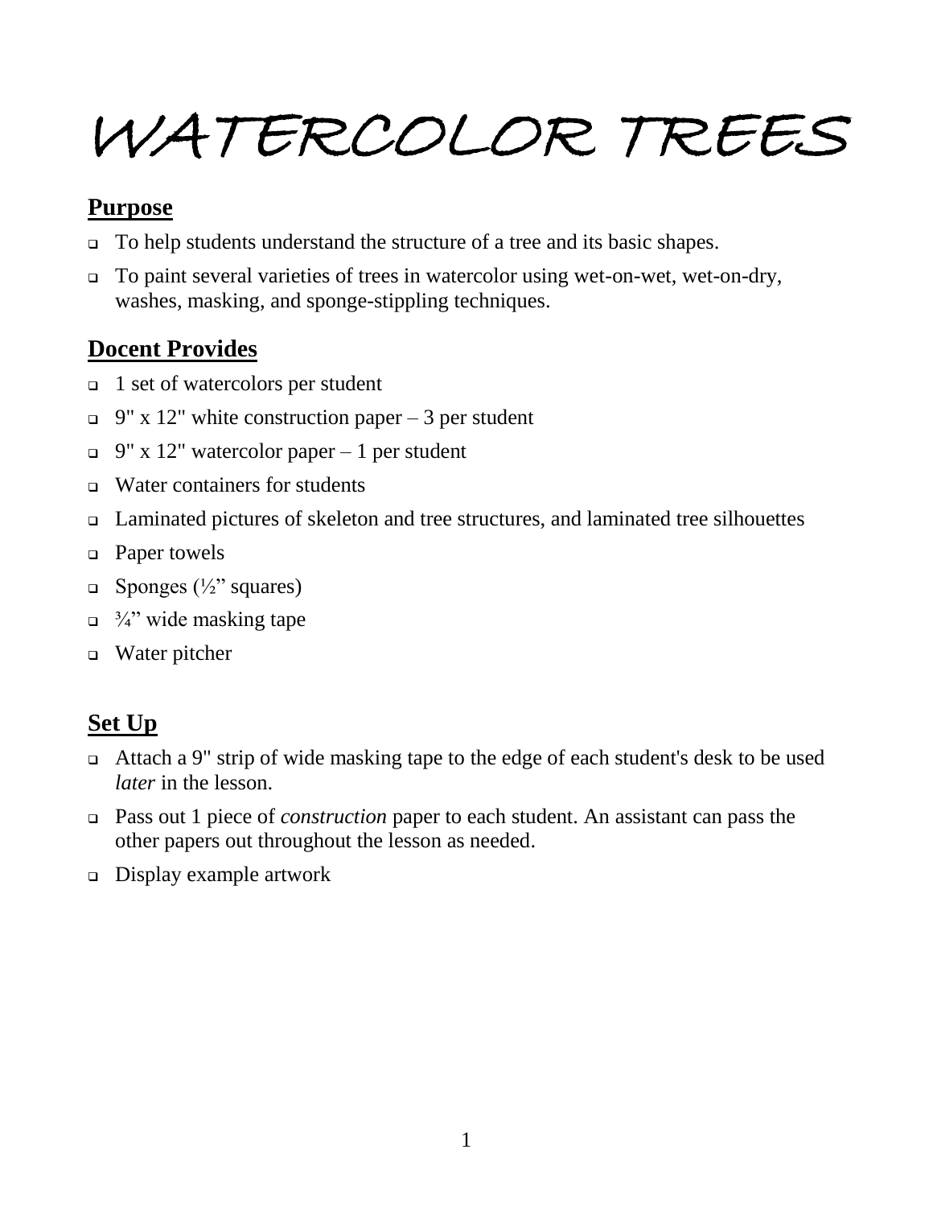# WATERCOLOR TREES

## Purpose

- To help students understand the structure of a tree and its basic shapes.
- To paint several varieties of trees in watercolor using wet-on-wet, wet-on-dry, washes, masking, and sponge-stippling techniques.

## Docent Provides

- 1 set of watercolors per student
- 9" x 12" white construction paper – 3 per student
- 9" x 12" watercolor paper – 1 per student
- Water containers for students
- Laminated pictures of skeleton and tree structures, and laminated tree silhouettes
- Paper towels
- Sponges (½" squares)
- ¾" wide masking tape
- Water pitcher

## Set Up

- Attach a 9" strip of wide masking tape to the edge of each student's desk to be used *later* in the lesson.
- Pass out 1 piece of *construction* paper to each student. An assistant can pass the other papers out throughout the lesson as needed.
- Display example artwork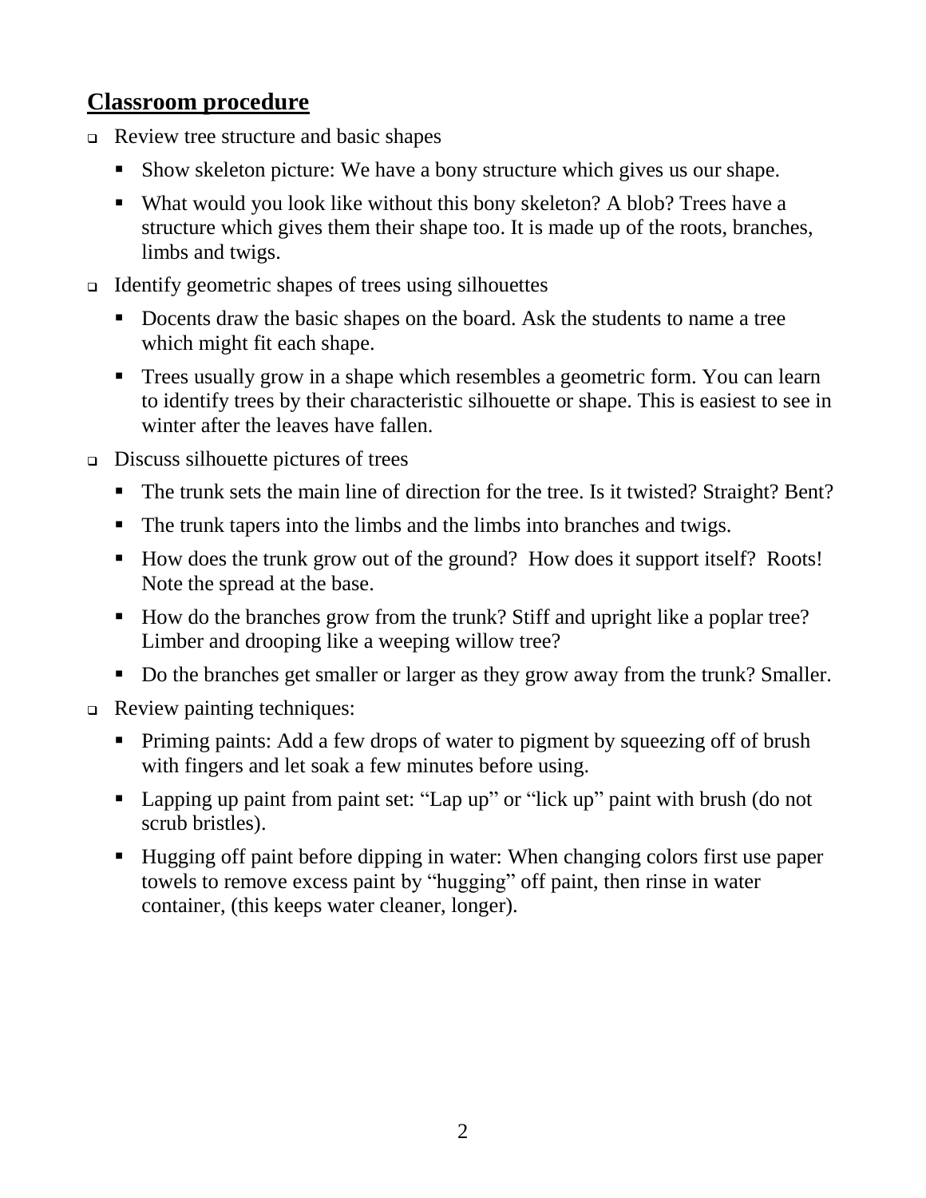## Classroom procedure

- Review tree structure and basic shapes
  - Show skeleton picture: We have a bony structure which gives us our shape.
  - What would you look like without this bony skeleton? A blob? Trees have a structure which gives them their shape too. It is made up of the roots, branches, limbs and twigs.
- Identify geometric shapes of trees using silhouettes
  - Docents draw the basic shapes on the board. Ask the students to name a tree which might fit each shape.
  - Trees usually grow in a shape which resembles a geometric form. You can learn to identify trees by their characteristic silhouette or shape. This is easiest to see in winter after the leaves have fallen.
- Discuss silhouette pictures of trees
  - The trunk sets the main line of direction for the tree. Is it twisted? Straight? Bent?
  - The trunk tapers into the limbs and the limbs into branches and twigs.
  - How does the trunk grow out of the ground? How does it support itself? Roots! Note the spread at the base.
  - How do the branches grow from the trunk? Stiff and upright like a poplar tree? Limber and drooping like a weeping willow tree?
  - Do the branches get smaller or larger as they grow away from the trunk? Smaller.
- Review painting techniques:
  - Priming paints: Add a few drops of water to pigment by squeezing off of brush with fingers and let soak a few minutes before using.
  - Lapping up paint from paint set: "Lap up" or "lick up" paint with brush (do not scrub bristles).
  - Hugging off paint before dipping in water: When changing colors first use paper towels to remove excess paint by "hugging" off paint, then rinse in water container, (this keeps water cleaner, longer).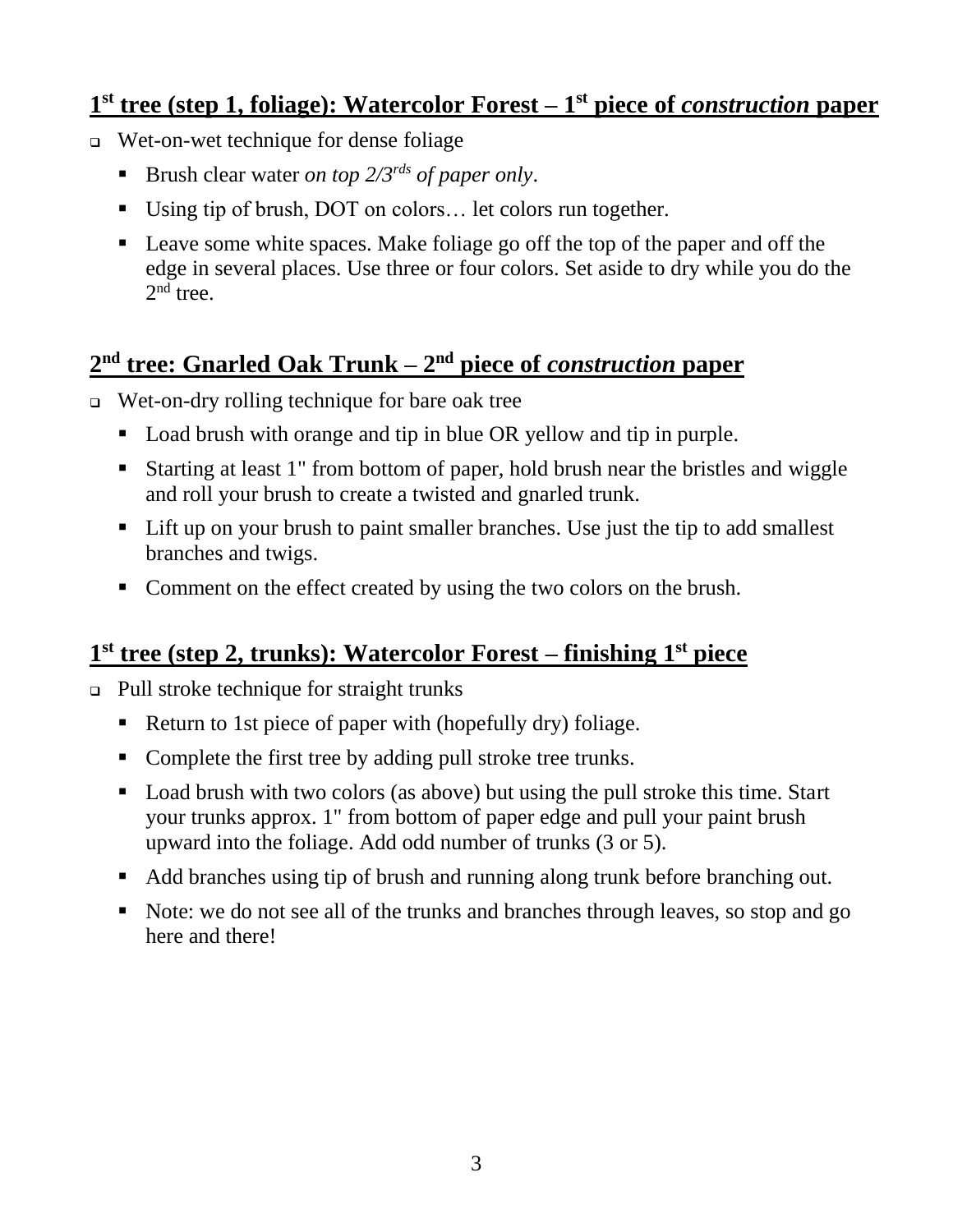## 1st tree (step 1, foliage): Watercolor Forest – 1st piece of *construction* paper

- Wet-on-wet technique for dense foliage
  - Brush clear water *on top 2/3rds of paper only*.
  - Using tip of brush, DOT on colors… let colors run together.
  - Leave some white spaces. Make foliage go off the top of the paper and off the edge in several places. Use three or four colors. Set aside to dry while you do the 2nd tree.

## 2nd tree: Gnarled Oak Trunk – 2nd piece of *construction* paper

- Wet-on-dry rolling technique for bare oak tree
  - Load brush with orange and tip in blue OR yellow and tip in purple.
  - Starting at least 1" from bottom of paper, hold brush near the bristles and wiggle and roll your brush to create a twisted and gnarled trunk.
  - Lift up on your brush to paint smaller branches. Use just the tip to add smallest branches and twigs.
  - Comment on the effect created by using the two colors on the brush.

## 1st tree (step 2, trunks): Watercolor Forest – finishing 1st piece

- Pull stroke technique for straight trunks
  - Return to 1st piece of paper with (hopefully dry) foliage.
  - Complete the first tree by adding pull stroke tree trunks.
  - Load brush with two colors (as above) but using the pull stroke this time. Start your trunks approx. 1" from bottom of paper edge and pull your paint brush upward into the foliage. Add odd number of trunks (3 or 5).
  - Add branches using tip of brush and running along trunk before branching out.
  - Note: we do not see all of the trunks and branches through leaves, so stop and go here and there!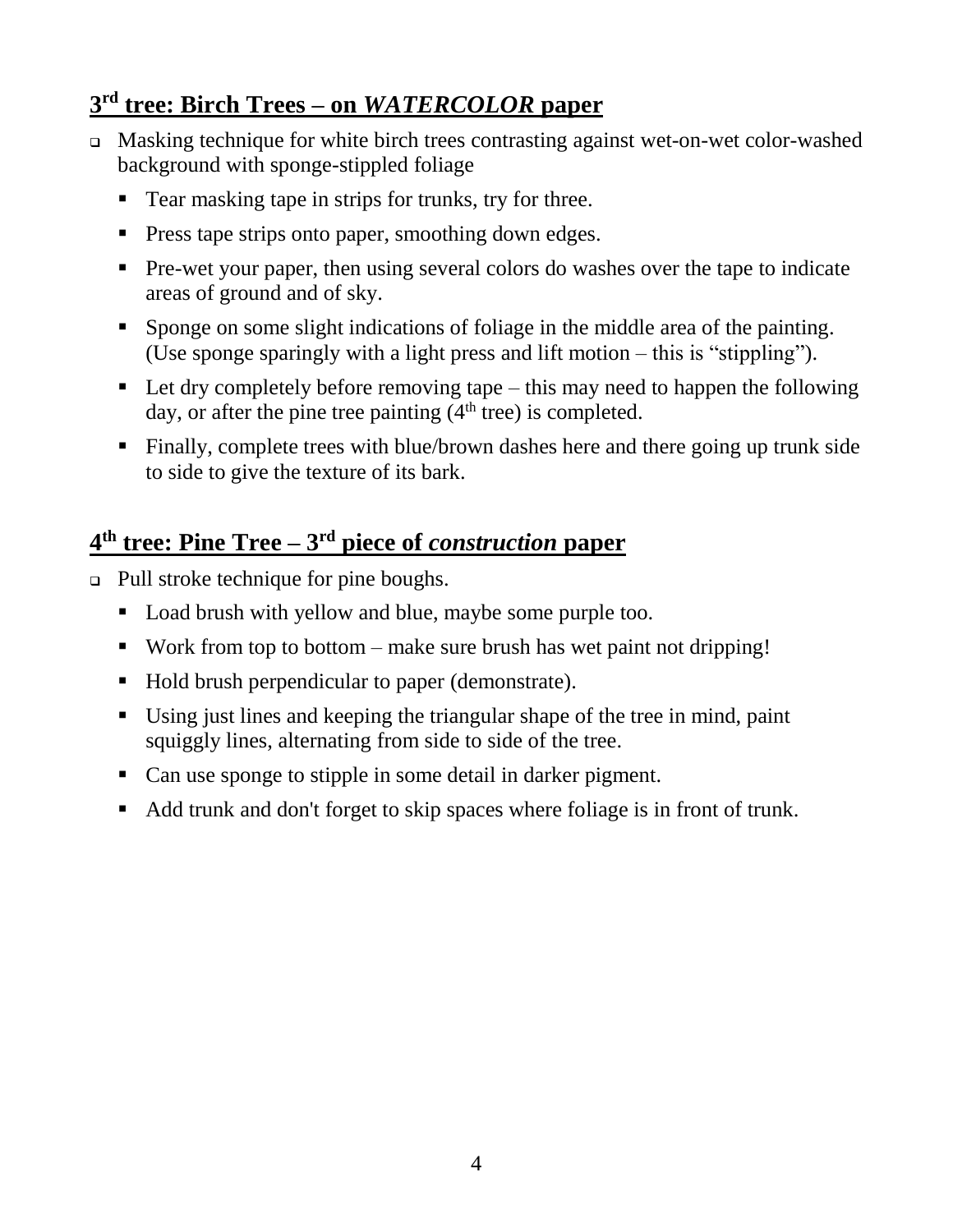## 3rd tree: Birch Trees – on *WATERCOLOR* paper

- Masking technique for white birch trees contrasting against wet-on-wet color-washed background with sponge-stippled foliage
  - Tear masking tape in strips for trunks, try for three.
  - Press tape strips onto paper, smoothing down edges.
  - Pre-wet your paper, then using several colors do washes over the tape to indicate areas of ground and of sky.
  - Sponge on some slight indications of foliage in the middle area of the painting. (Use sponge sparingly with a light press and lift motion – this is "stippling").
  - Let dry completely before removing tape – this may need to happen the following day, or after the pine tree painting (4th tree) is completed.
  - Finally, complete trees with blue/brown dashes here and there going up trunk side to side to give the texture of its bark.

## 4th tree: Pine Tree – 3rd piece of *construction* paper

- Pull stroke technique for pine boughs.
  - Load brush with yellow and blue, maybe some purple too.
  - Work from top to bottom – make sure brush has wet paint not dripping!
  - Hold brush perpendicular to paper (demonstrate).
  - Using just lines and keeping the triangular shape of the tree in mind, paint squiggly lines, alternating from side to side of the tree.
  - Can use sponge to stipple in some detail in darker pigment.
  - Add trunk and don't forget to skip spaces where foliage is in front of trunk.